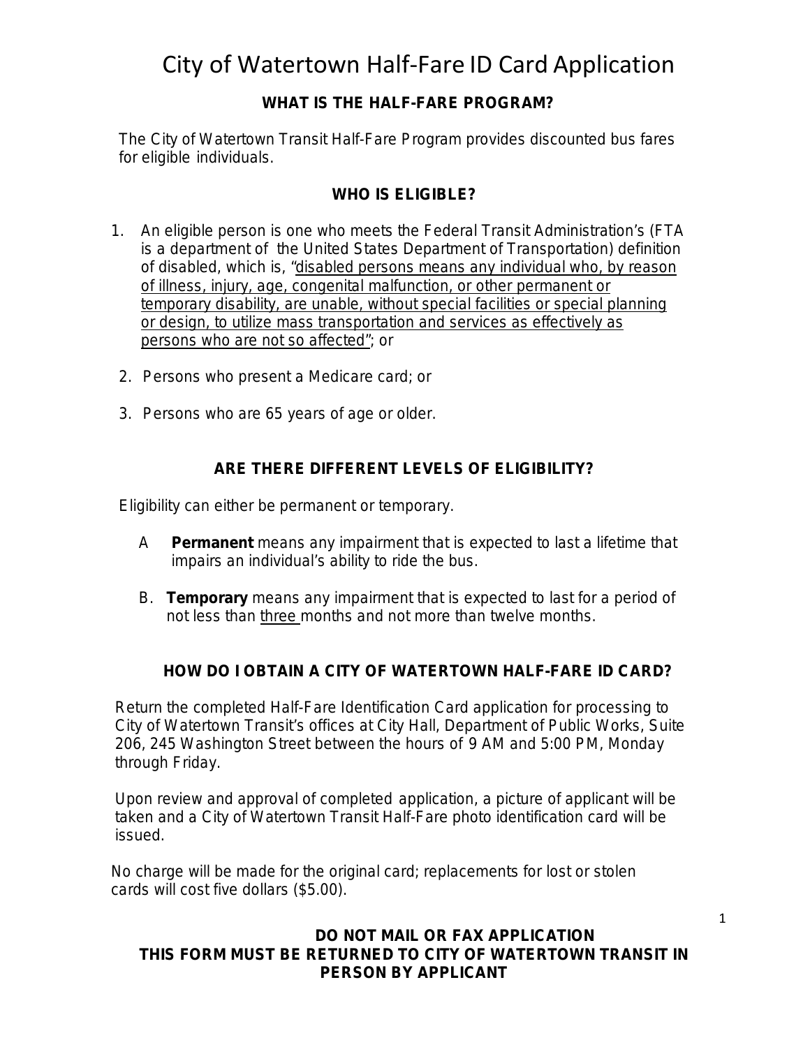# City of Watertown Half-Fare ID Card Application

## WHAT IS THE HALF-FARE PROGRAM?

The City of Watertown Transit Half-Fare Program provides discounted bus fares for eligible individuals.

## WHO IS ELIGIBLE?

1. An eligible person is one who meets the Federal Transit Administration's (FTA is a department of the United States Department of Transportation) definition of disabled, which is, "disabled persons means any individual who, by reason of illness, injury, age, congenital malfunction, or other permanent or temporary disability, are unable, without special facilities or special planning or design, to utilize mass transportation and services as effectively as persons who are not so affected"; or
2. Persons who present a Medicare card; or
3. Persons who are 65 years of age or older.

## ARE THERE DIFFERENT LEVELS OF ELIGIBILITY?

Eligibility can either be permanent or temporary.

A **Permanent** means any impairment that is expected to last a lifetime that impairs an individual's ability to ride the bus.

B. **Temporary** means any impairment that is expected to last for a period of not less than three months and not more than twelve months.

## HOW DO I OBTAIN A CITY OF WATERTOWN HALF-FARE ID CARD?

Return the completed Half-Fare Identification Card application for processing to City of Watertown Transit's offices at City Hall, Department of Public Works, Suite 206, 245 Washington Street between the hours of 9 AM and 5:00 PM, Monday through Friday.

Upon review and approval of completed application, a picture of applicant will be taken and a City of Watertown Transit Half-Fare photo identification card will be issued.

No charge will be made for the original card; replacements for lost or stolen cards will cost five dollars ($5.00).

**DO NOT MAIL OR FAX APPLICATION**
**THIS FORM MUST BE RETURNED TO CITY OF WATERTOWN TRANSIT IN PERSON BY APPLICANT**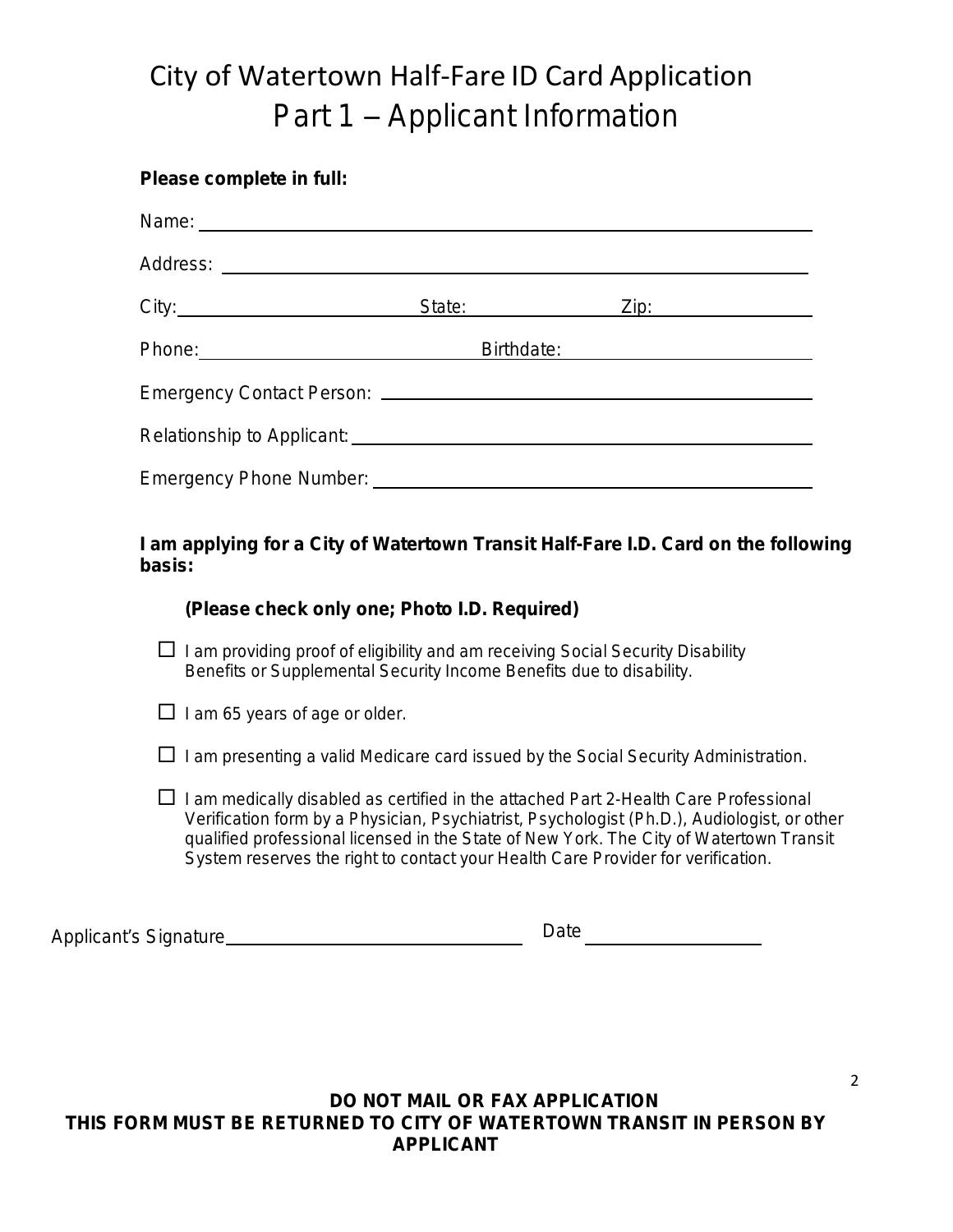# City of Watertown Half-Fare ID Card Application

## Part 1 – Applicant Information

**Please complete in full:**

Name: ______________________________________________

Address: ______________________________________________

City: ____________________ State: ____________ Zip: ____________

Phone: ____________________ Birthdate: ____________________

Emergency Contact Person: ______________________________________________

Relationship to Applicant: ______________________________________________

Emergency Phone Number: ______________________________________________

**I am applying for a City of Watertown Transit Half-Fare I.D. Card on the following basis:**

**(Please check only one; Photo I.D. Required)**

- ☐ I am providing proof of eligibility and am receiving Social Security Disability Benefits or Supplemental Security Income Benefits due to disability.
- ☐ I am 65 years of age or older.
- ☐ I am presenting a valid Medicare card issued by the Social Security Administration.
- ☐ I am medically disabled as certified in the attached Part 2-Health Care Professional Verification form by a Physician, Psychiatrist, Psychologist (Ph.D.), Audiologist, or other qualified professional licensed in the State of New York. The City of Watertown Transit System reserves the right to contact your Health Care Provider for verification.

Applicant's Signature ______________________________ Date ____________________

**DO NOT MAIL OR FAX APPLICATION**
**THIS FORM MUST BE RETURNED TO CITY OF WATERTOWN TRANSIT IN PERSON BY APPLICANT**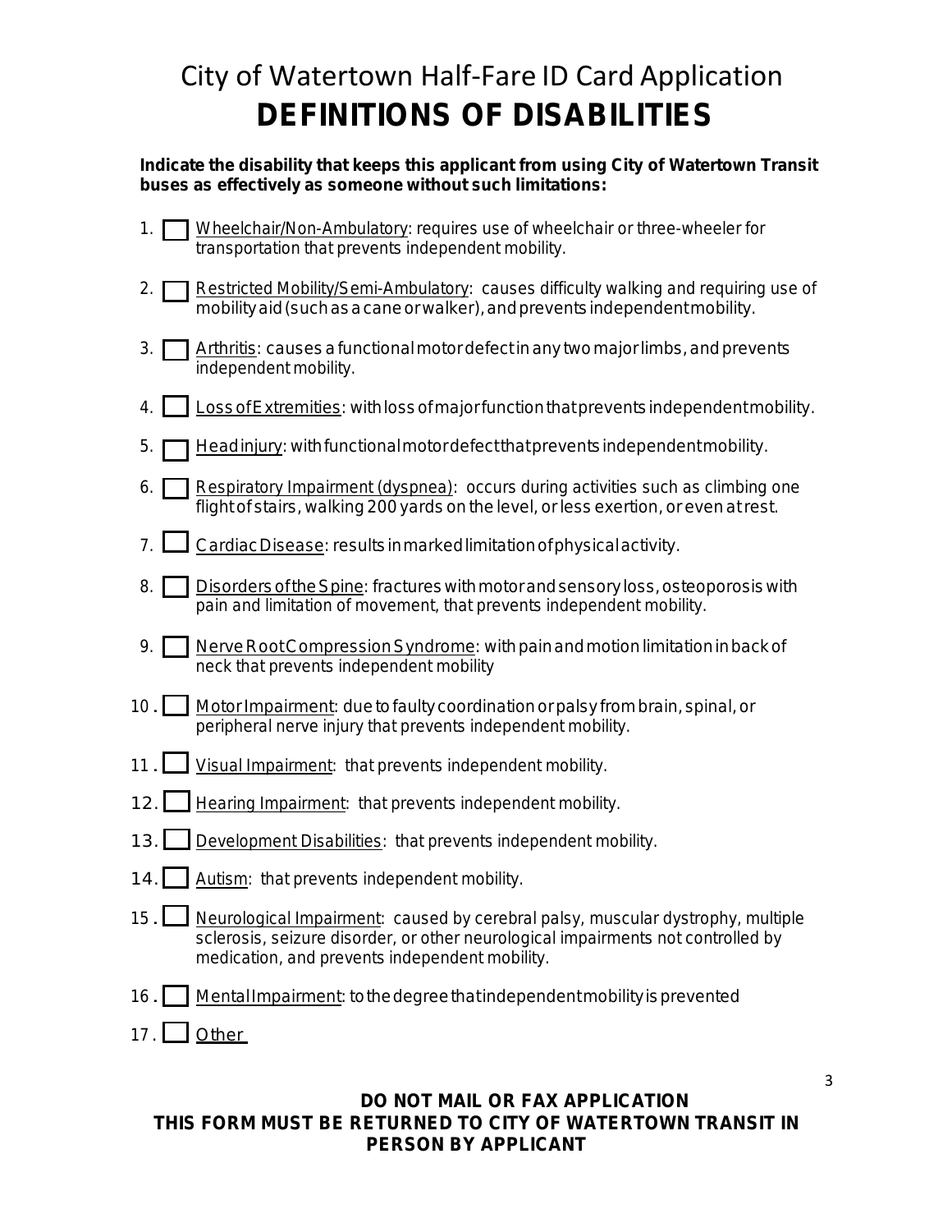# City of Watertown Half-Fare ID Card Application

## DEFINITIONS OF DISABILITIES

**Indicate the disability that keeps this applicant from using City of Watertown Transit buses as effectively as someone without such limitations:**

1. ☐ Wheelchair/Non-Ambulatory: requires use of wheelchair or three-wheeler for transportation that prevents independent mobility.
2. ☐ Restricted Mobility/Semi-Ambulatory: causes difficulty walking and requiring use of mobility aid (such as a cane or walker), and prevents independent mobility.
3. ☐ Arthritis: causes a functional motor defect in any two major limbs, and prevents independent mobility.
4. ☐ Loss of Extremities: with loss of major function that prevents independent mobility.
5. ☐ Head injury: with functional motor defect that prevents independent mobility.
6. ☐ Respiratory Impairment (dyspnea): occurs during activities such as climbing one flight of stairs, walking 200 yards on the level, or less exertion, or even at rest.
7. ☐ Cardiac Disease: results in marked limitation of physical activity.
8. ☐ Disorders of the Spine: fractures with motor and sensory loss, osteoporosis with pain and limitation of movement, that prevents independent mobility.
9. ☐ Nerve Root Compression Syndrome: with pain and motion limitation in back of neck that prevents independent mobility
10. ☐ Motor Impairment: due to faulty coordination or palsy from brain, spinal, or peripheral nerve injury that prevents independent mobility.
11. ☐ Visual Impairment: that prevents independent mobility.
12. ☐ Hearing Impairment: that prevents independent mobility.
13. ☐ Development Disabilities: that prevents independent mobility.
14. ☐ Autism: that prevents independent mobility.
15. ☐ Neurological Impairment: caused by cerebral palsy, muscular dystrophy, multiple sclerosis, seizure disorder, or other neurological impairments not controlled by medication, and prevents independent mobility.
16. ☐ Mental Impairment: to the degree that independent mobility is prevented
17. ☐ Other

**DO NOT MAIL OR FAX APPLICATION**
**THIS FORM MUST BE RETURNED TO CITY OF WATERTOWN TRANSIT IN PERSON BY APPLICANT**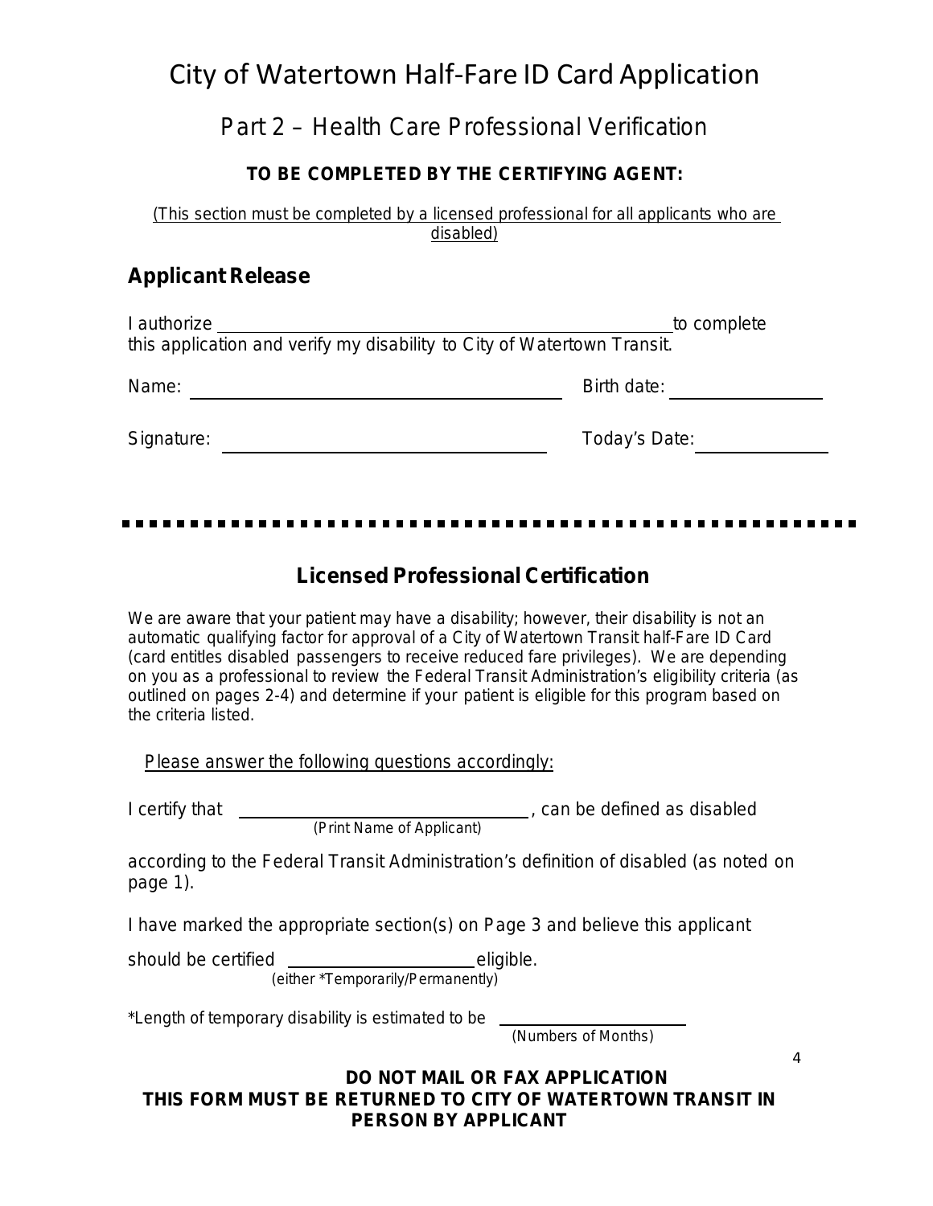# City of Watertown Half-Fare ID Card Application

## Part 2 – Health Care Professional Verification

**TO BE COMPLETED BY THE CERTIFYING AGENT:**

(This section must be completed by a licensed professional for all applicants who are disabled)

### Applicant Release

I authorize ______________________________________________ to complete this application and verify my disability to City of Watertown Transit.

Name: ____________________________________ Birth date: ________________

Signature: ______________________________ Today's Date: ______________

---

### Licensed Professional Certification

We are aware that your patient may have a disability; however, their disability is not an automatic qualifying factor for approval of a City of Watertown Transit half-Fare ID Card (card entitles disabled passengers to receive reduced fare privileges). We are depending on you as a professional to review the Federal Transit Administration's eligibility criteria (as outlined on pages 2-4) and determine if your patient is eligible for this program based on the criteria listed.

Please answer the following questions accordingly:

I certify that ______________________________ (Print Name of Applicant), can be defined as disabled

according to the Federal Transit Administration's definition of disabled (as noted on page 1).

I have marked the appropriate section(s) on Page 3 and believe this applicant

should be certified ____________________ (either *Temporarily/Permanently) eligible.

*Length of temporary disability is estimated to be ____________________ (Numbers of Months)

**DO NOT MAIL OR FAX APPLICATION**
**THIS FORM MUST BE RETURNED TO CITY OF WATERTOWN TRANSIT IN PERSON BY APPLICANT**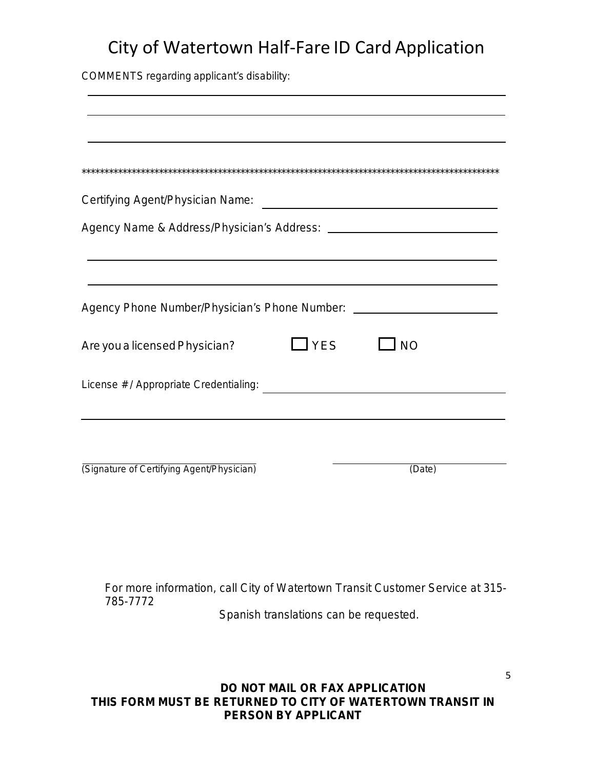# City of Watertown Half-Fare ID Card Application

COMMENTS regarding applicant's disability:

\_\_\_\_\_\_\_\_\_\_\_\_\_\_\_\_\_\_\_\_\_\_\_\_\_\_\_\_\_\_\_\_\_\_\_\_\_\_\_\_\_\_\_\_\_\_\_\_\_\_\_\_\_\_\_\_\_\_

\_\_\_\_\_\_\_\_\_\_\_\_\_\_\_\_\_\_\_\_\_\_\_\_\_\_\_\_\_\_\_\_\_\_\_\_\_\_\_\_\_\_\_\_\_\_\_\_\_\_\_\_\_\_\_\_\_\_

\_\_\_\_\_\_\_\_\_\_\_\_\_\_\_\_\_\_\_\_\_\_\_\_\_\_\_\_\_\_\_\_\_\_\_\_\_\_\_\_\_\_\_\_\_\_\_\_\_\_\_\_\_\_\_\_\_\_

\*\*\*\*\*\*\*\*\*\*\*\*\*\*\*\*\*\*\*\*\*\*\*\*\*\*\*\*\*\*\*\*\*\*\*\*\*\*\*\*\*\*\*\*\*\*\*\*\*\*\*\*\*\*\*\*\*\*\*\*\*\*\*\*\*\*\*\*\*\*\*\*\*\*\*\*\*\*\*\*\*\*\*\*\*\*\*\*\*\*\*\*\*\*\*\*

Certifying Agent/Physician Name: \_\_\_\_\_\_\_\_\_\_\_\_\_\_\_\_\_\_\_\_\_\_\_\_\_\_\_\_\_\_

Agency Name & Address/Physician's Address: \_\_\_\_\_\_\_\_\_\_\_\_\_\_\_\_\_\_\_\_\_\_\_\_

\_\_\_\_\_\_\_\_\_\_\_\_\_\_\_\_\_\_\_\_\_\_\_\_\_\_\_\_\_\_\_\_\_\_\_\_\_\_\_\_\_\_\_\_\_\_\_\_\_\_\_\_\_\_\_\_\_\_

\_\_\_\_\_\_\_\_\_\_\_\_\_\_\_\_\_\_\_\_\_\_\_\_\_\_\_\_\_\_\_\_\_\_\_\_\_\_\_\_\_\_\_\_\_\_\_\_\_\_\_\_\_\_\_\_\_\_

Agency Phone Number/Physician's Phone Number: \_\_\_\_\_\_\_\_\_\_\_\_\_\_\_\_\_\_\_\_

Are you a licensed Physician? ☐ YES ☐ NO

License # / Appropriate Credentialing: \_\_\_\_\_\_\_\_\_\_\_\_\_\_\_\_\_\_\_\_\_\_\_\_\_\_\_\_

\_\_\_\_\_\_\_\_\_\_\_\_\_\_\_\_\_\_\_\_\_\_\_\_\_\_\_\_\_\_\_\_\_\_\_\_\_\_\_\_\_\_\_\_\_\_\_\_\_\_\_\_\_\_\_\_\_\_

\_\_\_\_\_\_\_\_\_\_\_\_\_\_\_\_\_\_\_\_\_\_\_\_\_\_\_\_ \_\_\_\_\_\_\_\_\_\_\_\_\_\_\_\_\_\_\_\_\_\_\_\_
(Signature of Certifying Agent/Physician) (Date)

For more information, call City of Watertown Transit Customer Service at 315-785-7772

Spanish translations can be requested.

**DO NOT MAIL OR FAX APPLICATION**
**THIS FORM MUST BE RETURNED TO CITY OF WATERTOWN TRANSIT IN PERSON BY APPLICANT**